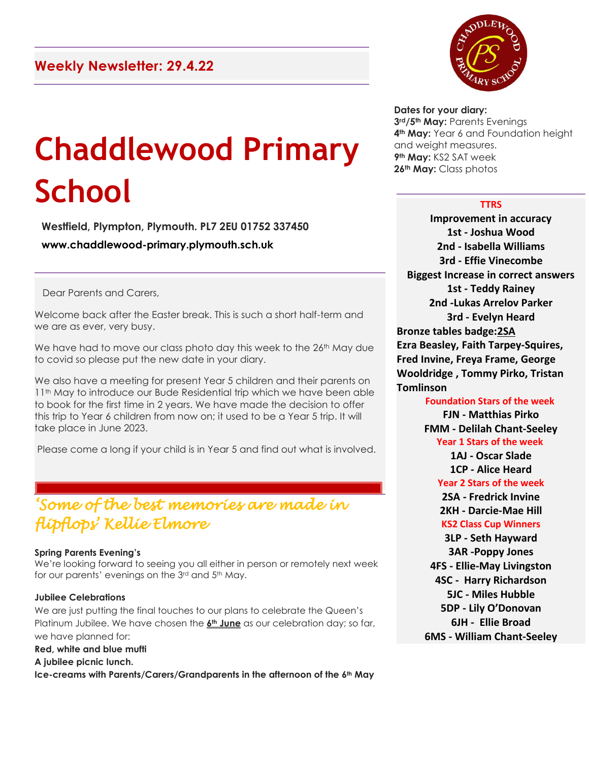## Weekly Newsletter: 29.4.22

# Chaddlewood Primary School

**Westfield, Plympton, Plymouth. PL7 2EU 01752 337450**

**www.chaddlewood-primary.plymouth.sch.uk**

Dear Parents and Carers,

Welcome back after the Easter break. This is such a short half-term and we are as ever, very busy.

We have had to move our class photo day this week to the 26th May due to covid so please put the new date in your diary.

We also have a meeting for present Year 5 children and their parents on 11th May to introduce our Bude Residential trip which we have been able to book for the first time in 2 years. We have made the decision to offer this trip to Year 6 children from now on; it used to be a Year 5 trip. It will take place in June 2023.

Please come a long if your child is in Year 5 and find out what is involved.

*'Some of the best memories are made in flipflops' Kellie Elmore*

**Spring Parents Evening's**

We're looking forward to seeing you all either in person or remotely next week for our parents' evenings on the 3rd and 5th May.

**Jubilee Celebrations**

We are just putting the final touches to our plans to celebrate the Queen's Platinum Jubilee. We have chosen the **6th June** as our celebration day; so far, we have planned for:

**Red, white and blue mufti**

**A jubilee picnic lunch.**

**Ice-creams with Parents/Carers/Grandparents in the afternoon of the 6th May**

**Dates for your diary:**

**3rd/5th May:** Parents Evenings

**4th May:** Year 6 and Foundation height and weight measures.

**9th May:** KS2 SAT week

**26th May:** Class photos

**TTRS**

**Improvement in accuracy**

**1st - Joshua Wood**

**2nd - Isabella Williams**

**3rd - Effie Vinecombe**

**Biggest Increase in correct answers**

**1st - Teddy Rainey**

**2nd -Lukas Arrelov Parker**

**3rd - Evelyn Heard**

**Bronze tables badge: 2SA**

**Ezra Beasley, Faith Tarpey-Squires, Fred Invine, Freya Frame, George Wooldridge , Tommy Pirko, Tristan Tomlinson**

**Foundation Stars of the week**

**FJN - Matthias Pirko**

**FMM - Delilah Chant-Seeley**

**Year 1 Stars of the week**

**1AJ - Oscar Slade**

**1CP - Alice Heard**

**Year 2 Stars of the week**

**2SA - Fredrick Invine**

**2KH - Darcie-Mae Hill**

**KS2 Class Cup Winners**

**3LP - Seth Hayward**

**3AR -Poppy Jones**

**4FS - Ellie-May Livingston**

**4SC - Harry Richardson**

**5JC - Miles Hubble**

**5DP - Lily O'Donovan**

**6JH - Ellie Broad**

**6MS - William Chant-Seeley**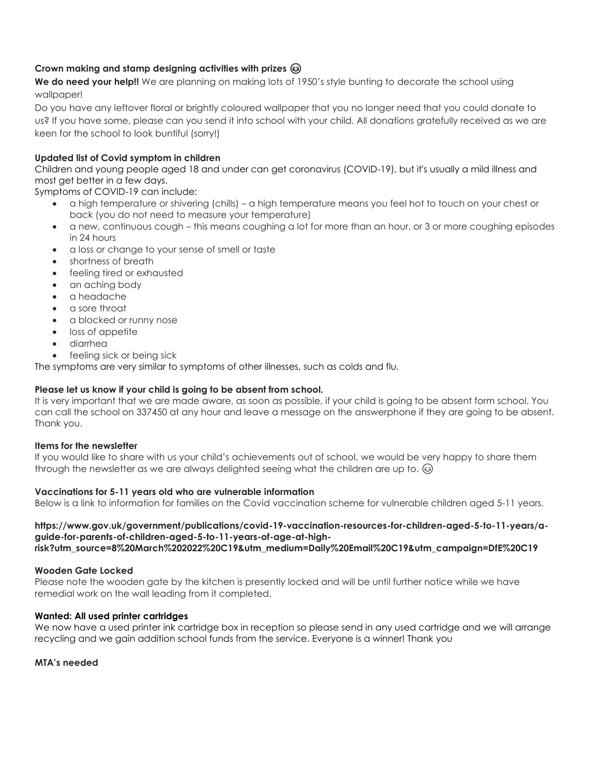**Crown making and stamp designing activities with prizes** 😊

**We do need your help!!** We are planning on making lots of 1950's style bunting to decorate the school using wallpaper!

Do you have any leftover floral or brightly coloured wallpaper that you no longer need that you could donate to us? If you have some, please can you send it into school with your child. All donations gratefully received as we are keen for the school to look buntiful (sorry!)

**Updated list of Covid symptom in children**

Children and young people aged 18 and under can get coronavirus (COVID-19), but it's usually a mild illness and most get better in a few days.

Symptoms of COVID-19 can include:

- a high temperature or shivering (chills) – a high temperature means you feel hot to touch on your chest or back (you do not need to measure your temperature)
- a new, continuous cough – this means coughing a lot for more than an hour, or 3 or more coughing episodes in 24 hours
- a loss or change to your sense of smell or taste
- shortness of breath
- feeling tired or exhausted
- an aching body
- a headache
- a sore throat
- a blocked or runny nose
- loss of appetite
- diarrhea
- feeling sick or being sick

The symptoms are very similar to symptoms of other illnesses, such as colds and flu.

**Please let us know if your child is going to be absent from school.**

It is very important that we are made aware, as soon as possible, if your child is going to be absent form school. You can call the school on 337450 at any hour and leave a message on the answerphone if they are going to be absent. Thank you.

**Items for the newsletter**

If you would like to share with us your child's achievements out of school, we would be very happy to share them through the newsletter as we are always delighted seeing what the children are up to. 😊

**Vaccinations for 5-11 years old who are vulnerable information**

Below is a link to information for families on the Covid vaccination scheme for vulnerable children aged 5-11 years.

**https://www.gov.uk/government/publications/covid-19-vaccination-resources-for-children-aged-5-to-11-years/a-guide-for-parents-of-children-aged-5-to-11-years-of-age-at-high-risk?utm_source=8%20March%202022%20C19&utm_medium=Daily%20Email%20C19&utm_campaign=DfE%20C19**

**Wooden Gate Locked**

Please note the wooden gate by the kitchen is presently locked and will be until further notice while we have remedial work on the wall leading from it completed.

**Wanted: All used printer cartridges**

We now have a used printer ink cartridge box in reception so please send in any used cartridge and we will arrange recycling and we gain addition school funds from the service. Everyone is a winner! Thank you

**MTA's needed**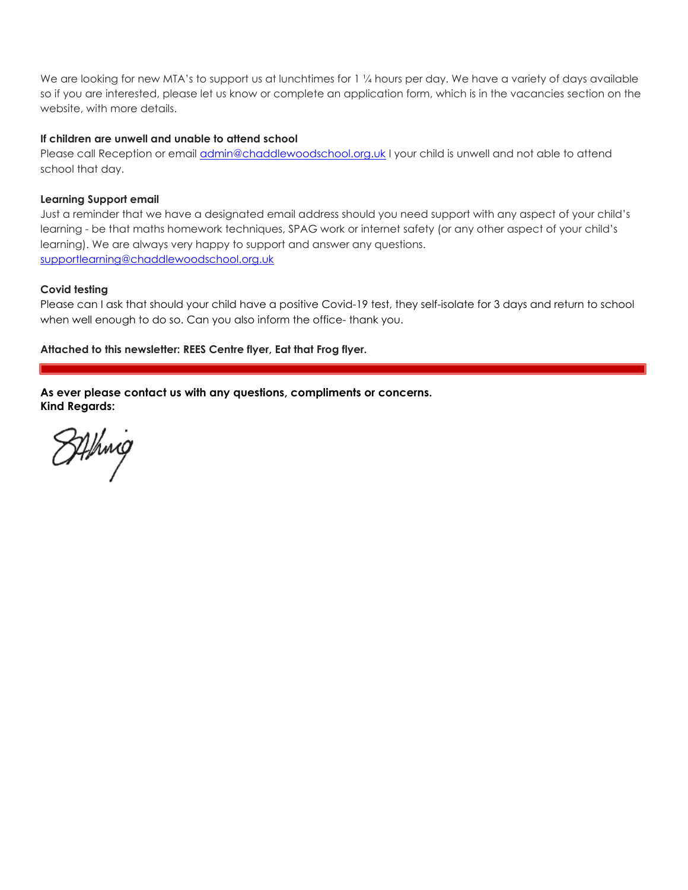We are looking for new MTA's to support us at lunchtimes for 1 ¼ hours per day. We have a variety of days available so if you are interested, please let us know or complete an application form, which is in the vacancies section on the website, with more details.

**If children are unwell and unable to attend school**

Please call Reception or email admin@chaddlewoodschool.org.uk I your child is unwell and not able to attend school that day.

**Learning Support email**

Just a reminder that we have a designated email address should you need support with any aspect of your child's learning - be that maths homework techniques, SPAG work or internet safety (or any other aspect of your child's learning). We are always very happy to support and answer any questions.
supportlearning@chaddlewoodschool.org.uk

**Covid testing**

Please can I ask that should your child have a positive Covid-19 test, they self-isolate for 3 days and return to school when well enough to do so. Can you also inform the office- thank you.

**Attached to this newsletter: REES Centre flyer, Eat that Frog flyer.**

---

**As ever please contact us with any questions, compliments or concerns.**
**Kind Regards:**